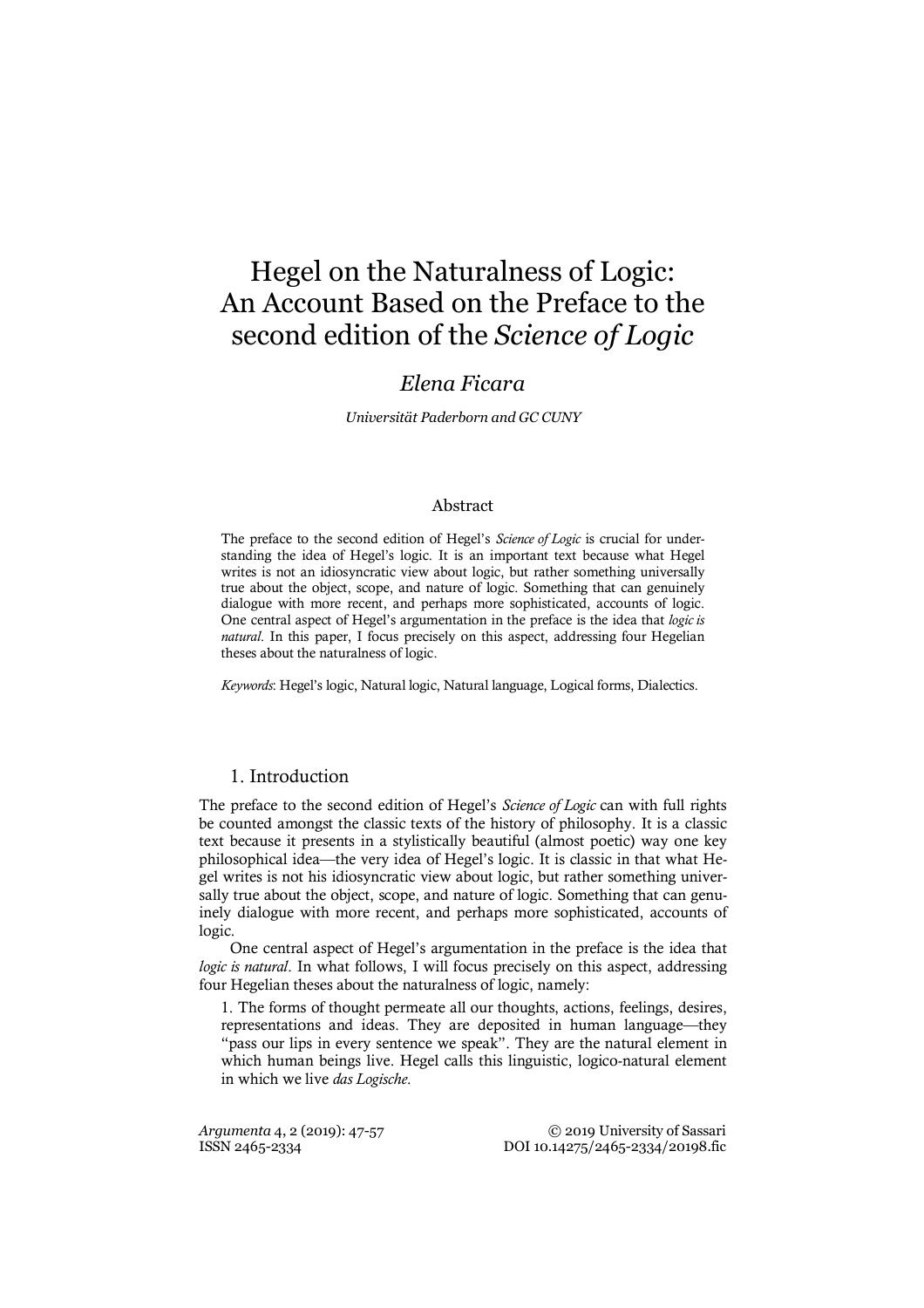# Hegel on the Naturalness of Logic: An Account Based on the Preface to the second edition of the *Science of Logic*

*Elena Ficara*

*Universität Paderborn and GC CUNY*

## Abstract

The preface to the second edition of Hegel's *Science of Logic* is crucial for understanding the idea of Hegel's logic. It is an important text because what Hegel writes is not an idiosyncratic view about logic, but rather something universally true about the object, scope, and nature of logic. Something that can genuinely dialogue with more recent, and perhaps more sophisticated, accounts of logic. One central aspect of Hegel's argumentation in the preface is the idea that *logic is natural*. In this paper, I focus precisely on this aspect, addressing four Hegelian theses about the naturalness of logic.

*Keywords*: Hegel's logic, Natural logic, Natural language, Logical forms, Dialectics.

## 1. Introduction

The preface to the second edition of Hegel's *Science of Logic* can with full rights be counted amongst the classic texts of the history of philosophy. It is a classic text because it presents in a stylistically beautiful (almost poetic) way one key philosophical idea—the very idea of Hegel's logic. It is classic in that what Hegel writes is not his idiosyncratic view about logic, but rather something universally true about the object, scope, and nature of logic. Something that can genuinely dialogue with more recent, and perhaps more sophisticated, accounts of logic.

One central aspect of Hegel's argumentation in the preface is the idea that *logic is natural*. In what follows, I will focus precisely on this aspect, addressing four Hegelian theses about the naturalness of logic, namely:

1. The forms of thought permeate all our thoughts, actions, feelings, desires, representations and ideas. They are deposited in human language—they "pass our lips in every sentence we speak". They are the natural element in which human beings live. Hegel calls this linguistic, logico-natural element in which we live *das Logische*.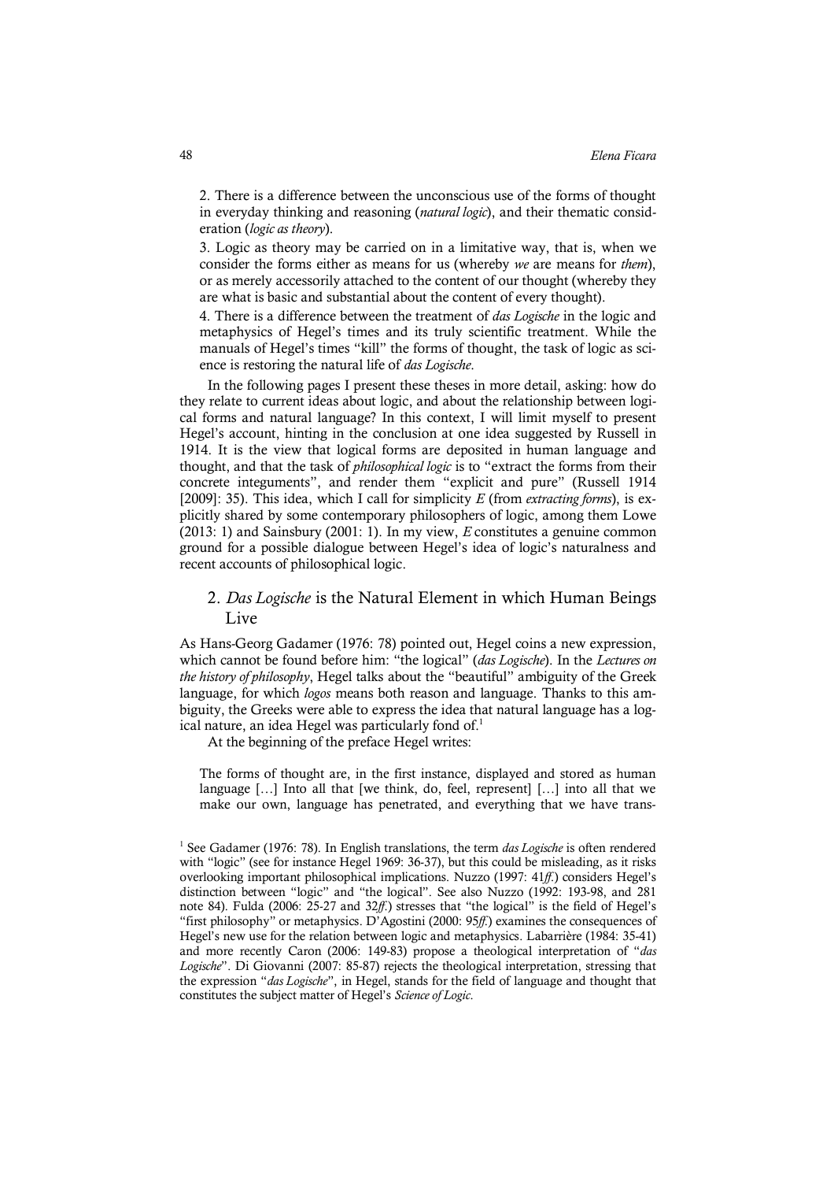2. There is a difference between the unconscious use of the forms of thought in everyday thinking and reasoning (*natural logic*), and their thematic consideration (*logic as theory*).

3. Logic as theory may be carried on in a limitative way, that is, when we consider the forms either as means for us (whereby *we* are means for *them*), or as merely accessorily attached to the content of our thought (whereby they are what is basic and substantial about the content of every thought).

4. There is a difference between the treatment of *das Logische* in the logic and metaphysics of Hegel's times and its truly scientific treatment. While the manuals of Hegel's times "kill" the forms of thought, the task of logic as science is restoring the natural life of *das Logische*.

In the following pages I present these theses in more detail, asking: how do they relate to current ideas about logic, and about the relationship between logical forms and natural language? In this context, I will limit myself to present Hegel's account, hinting in the conclusion at one idea suggested by Russell in 1914. It is the view that logical forms are deposited in human language and thought, and that the task of *philosophical logic* is to "extract the forms from their concrete integuments", and render them "explicit and pure" (Russell 1914 [2009]: 35). This idea, which I call for simplicity *E* (from *extracting forms*), is explicitly shared by some contemporary philosophers of logic, among them Lowe (2013: 1) and Sainsbury (2001: 1). In my view, *E* constitutes a genuine common ground for a possible dialogue between Hegel's idea of logic's naturalness and recent accounts of philosophical logic.

## 2. *Das Logische* is the Natural Element in which Human Beings Live

As Hans-Georg Gadamer (1976: 78) pointed out, Hegel coins a new expression, which cannot be found before him: "the logical" (*das Logische*). In the *Lectures on the history of philosophy*, Hegel talks about the "beautiful" ambiguity of the Greek language, for which *logos* means both reason and language. Thanks to this ambiguity, the Greeks were able to express the idea that natural language has a logical nature, an idea Hegel was particularly fond of.[1]

At the beginning of the preface Hegel writes:

> The forms of thought are, in the first instance, displayed and stored as human language […] Into all that [we think, do, feel, represent] […] into all that we make our own, language has penetrated, and everything that we have trans-

[1] See Gadamer (1976: 78). In English translations, the term *das Logische* is often rendered with "logic" (see for instance Hegel 1969: 36-37), but this could be misleading, as it risks overlooking important philosophical implications. Nuzzo (1997: 41*ff*.) considers Hegel's distinction between "logic" and "the logical". See also Nuzzo (1992: 193-98, and 281 note 84). Fulda (2006: 25-27 and 32*ff*.) stresses that "the logical" is the field of Hegel's "first philosophy" or metaphysics. D'Agostini (2000: 95*ff*.) examines the consequences of Hegel's new use for the relation between logic and metaphysics. Labarrière (1984: 35-41) and more recently Caron (2006: 149-83) propose a theological interpretation of "*das Logische*". Di Giovanni (2007: 85-87) rejects the theological interpretation, stressing that the expression "*das Logische*", in Hegel, stands for the field of language and thought that constitutes the subject matter of Hegel's *Science of Logic*.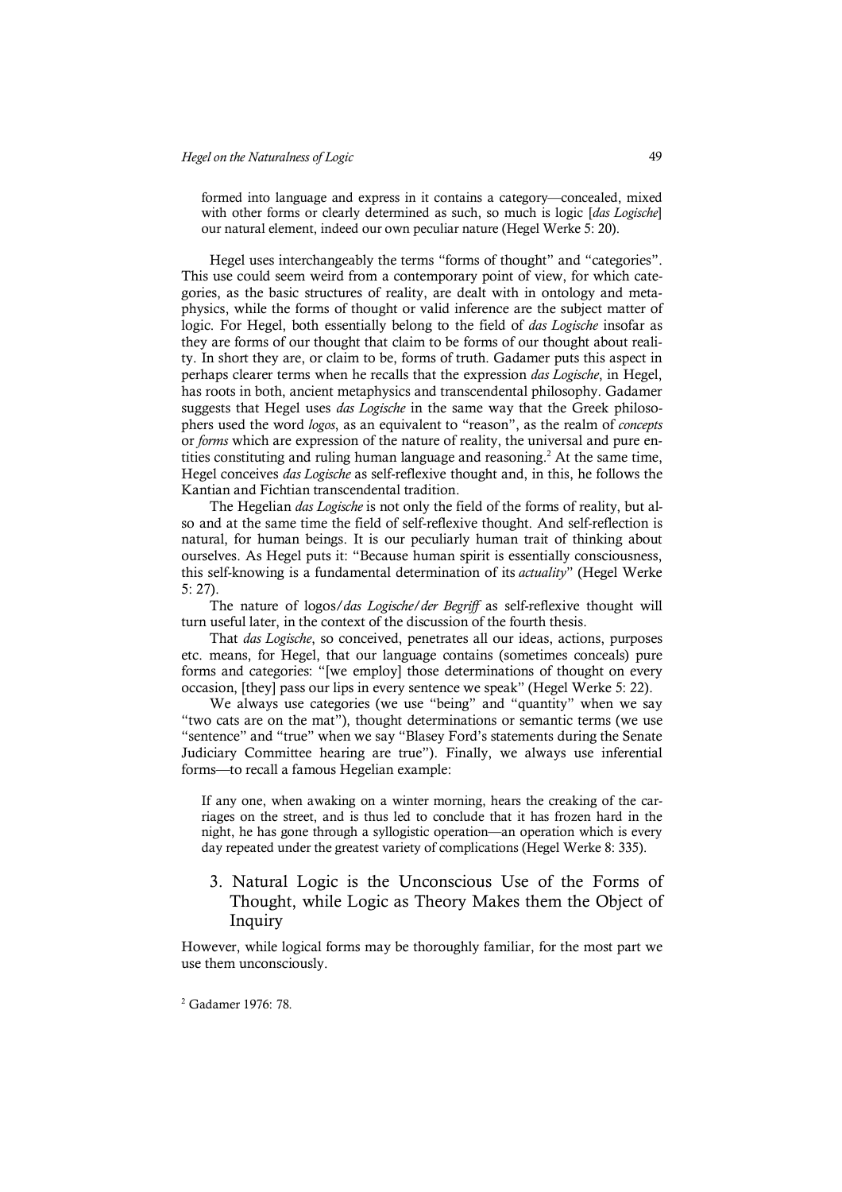> formed into language and express in it contains a category—concealed, mixed with other forms or clearly determined as such, so much is logic [*das Logische*] our natural element, indeed our own peculiar nature (Hegel Werke 5: 20).

Hegel uses interchangeably the terms "forms of thought" and "categories". This use could seem weird from a contemporary point of view, for which categories, as the basic structures of reality, are dealt with in ontology and metaphysics, while the forms of thought or valid inference are the subject matter of logic. For Hegel, both essentially belong to the field of *das Logische* insofar as they are forms of our thought that claim to be forms of our thought about reality. In short they are, or claim to be, forms of truth. Gadamer puts this aspect in perhaps clearer terms when he recalls that the expression *das Logische*, in Hegel, has roots in both, ancient metaphysics and transcendental philosophy. Gadamer suggests that Hegel uses *das Logische* in the same way that the Greek philosophers used the word *logos*, as an equivalent to "reason", as the realm of *concepts* or *forms* which are expression of the nature of reality, the universal and pure entities constituting and ruling human language and reasoning.[2] At the same time, Hegel conceives *das Logische* as self-reflexive thought and, in this, he follows the Kantian and Fichtian transcendental tradition.

The Hegelian *das Logische* is not only the field of the forms of reality, but also and at the same time the field of self-reflexive thought. And self-reflection is natural, for human beings. It is our peculiarly human trait of thinking about ourselves. As Hegel puts it: "Because human spirit is essentially consciousness, this self-knowing is a fundamental determination of its *actuality*" (Hegel Werke 5: 27).

The nature of logos/*das Logische*/*der Begriff* as self-reflexive thought will turn useful later, in the context of the discussion of the fourth thesis.

That *das Logische*, so conceived, penetrates all our ideas, actions, purposes etc. means, for Hegel, that our language contains (sometimes conceals) pure forms and categories: "[we employ] those determinations of thought on every occasion, [they] pass our lips in every sentence we speak" (Hegel Werke 5: 22).

We always use categories (we use "being" and "quantity" when we say "two cats are on the mat"), thought determinations or semantic terms (we use "sentence" and "true" when we say "Blasey Ford's statements during the Senate Judiciary Committee hearing are true"). Finally, we always use inferential forms—to recall a famous Hegelian example:

> If any one, when awaking on a winter morning, hears the creaking of the carriages on the street, and is thus led to conclude that it has frozen hard in the night, he has gone through a syllogistic operation—an operation which is every day repeated under the greatest variety of complications (Hegel Werke 8: 335).

## 3. Natural Logic is the Unconscious Use of the Forms of Thought, while Logic as Theory Makes them the Object of Inquiry

However, while logical forms may be thoroughly familiar, for the most part we use them unconsciously.

[2] Gadamer 1976: 78.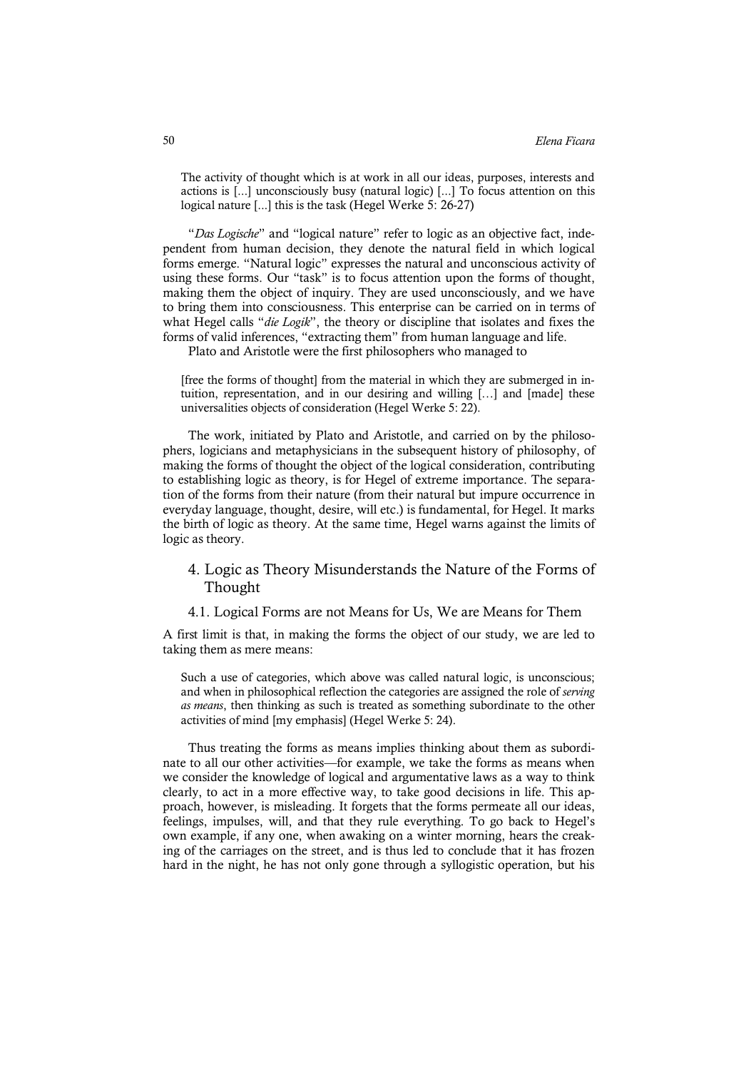> The activity of thought which is at work in all our ideas, purposes, interests and actions is [...] unconsciously busy (natural logic) [...] To focus attention on this logical nature [...] this is the task (Hegel Werke 5: 26-27)

"*Das Logische*" and "logical nature" refer to logic as an objective fact, independent from human decision, they denote the natural field in which logical forms emerge. "Natural logic" expresses the natural and unconscious activity of using these forms. Our "task" is to focus attention upon the forms of thought, making them the object of inquiry. They are used unconsciously, and we have to bring them into consciousness. This enterprise can be carried on in terms of what Hegel calls "*die Logik*", the theory or discipline that isolates and fixes the forms of valid inferences, "extracting them" from human language and life.

Plato and Aristotle were the first philosophers who managed to

> [free the forms of thought] from the material in which they are submerged in intuition, representation, and in our desiring and willing […] and [made] these universalities objects of consideration (Hegel Werke 5: 22).

The work, initiated by Plato and Aristotle, and carried on by the philosophers, logicians and metaphysicians in the subsequent history of philosophy, of making the forms of thought the object of the logical consideration, contributing to establishing logic as theory, is for Hegel of extreme importance. The separation of the forms from their nature (from their natural but impure occurrence in everyday language, thought, desire, will etc.) is fundamental, for Hegel. It marks the birth of logic as theory. At the same time, Hegel warns against the limits of logic as theory.

## 4. Logic as Theory Misunderstands the Nature of the Forms of Thought

### 4.1. Logical Forms are not Means for Us, We are Means for Them

A first limit is that, in making the forms the object of our study, we are led to taking them as mere means:

> Such a use of categories, which above was called natural logic, is unconscious; and when in philosophical reflection the categories are assigned the role of *serving as means*, then thinking as such is treated as something subordinate to the other activities of mind [my emphasis] (Hegel Werke 5: 24).

Thus treating the forms as means implies thinking about them as subordinate to all our other activities—for example, we take the forms as means when we consider the knowledge of logical and argumentative laws as a way to think clearly, to act in a more effective way, to take good decisions in life. This approach, however, is misleading. It forgets that the forms permeate all our ideas, feelings, impulses, will, and that they rule everything. To go back to Hegel's own example, if any one, when awaking on a winter morning, hears the creaking of the carriages on the street, and is thus led to conclude that it has frozen hard in the night, he has not only gone through a syllogistic operation, but his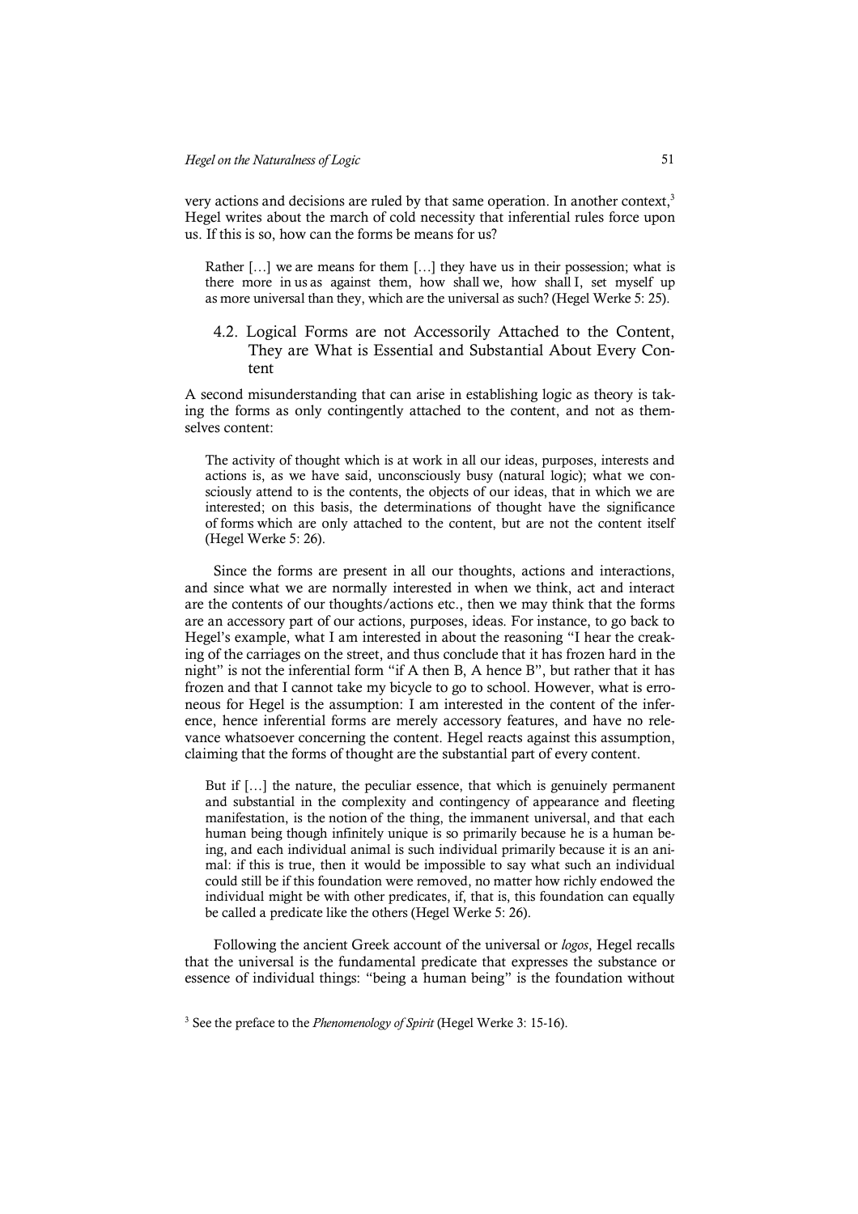very actions and decisions are ruled by that same operation. In another context,[3] Hegel writes about the march of cold necessity that inferential rules force upon us. If this is so, how can the forms be means for us?

> Rather […] we are means for them […] they have us in their possession; what is there more in us as against them, how shall we, how shall I, set myself up as more universal than they, which are the universal as such? (Hegel Werke 5: 25).

### 4.2. Logical Forms are not Accessorily Attached to the Content, They are What is Essential and Substantial About Every Content

A second misunderstanding that can arise in establishing logic as theory is taking the forms as only contingently attached to the content, and not as themselves content:

> The activity of thought which is at work in all our ideas, purposes, interests and actions is, as we have said, unconsciously busy (natural logic); what we consciously attend to is the contents, the objects of our ideas, that in which we are interested; on this basis, the determinations of thought have the significance of forms which are only attached to the content, but are not the content itself (Hegel Werke 5: 26).

Since the forms are present in all our thoughts, actions and interactions, and since what we are normally interested in when we think, act and interact are the contents of our thoughts/actions etc., then we may think that the forms are an accessory part of our actions, purposes, ideas. For instance, to go back to Hegel's example, what I am interested in about the reasoning "I hear the creaking of the carriages on the street, and thus conclude that it has frozen hard in the night" is not the inferential form "if A then B, A hence B", but rather that it has frozen and that I cannot take my bicycle to go to school. However, what is erroneous for Hegel is the assumption: I am interested in the content of the inference, hence inferential forms are merely accessory features, and have no relevance whatsoever concerning the content. Hegel reacts against this assumption, claiming that the forms of thought are the substantial part of every content.

> But if […] the nature, the peculiar essence, that which is genuinely permanent and substantial in the complexity and contingency of appearance and fleeting manifestation, is the notion of the thing, the immanent universal, and that each human being though infinitely unique is so primarily because he is a human being, and each individual animal is such individual primarily because it is an animal: if this is true, then it would be impossible to say what such an individual could still be if this foundation were removed, no matter how richly endowed the individual might be with other predicates, if, that is, this foundation can equally be called a predicate like the others (Hegel Werke 5: 26).

Following the ancient Greek account of the universal or *logos*, Hegel recalls that the universal is the fundamental predicate that expresses the substance or essence of individual things: "being a human being" is the foundation without

[3] See the preface to the *Phenomenology of Spirit* (Hegel Werke 3: 15-16).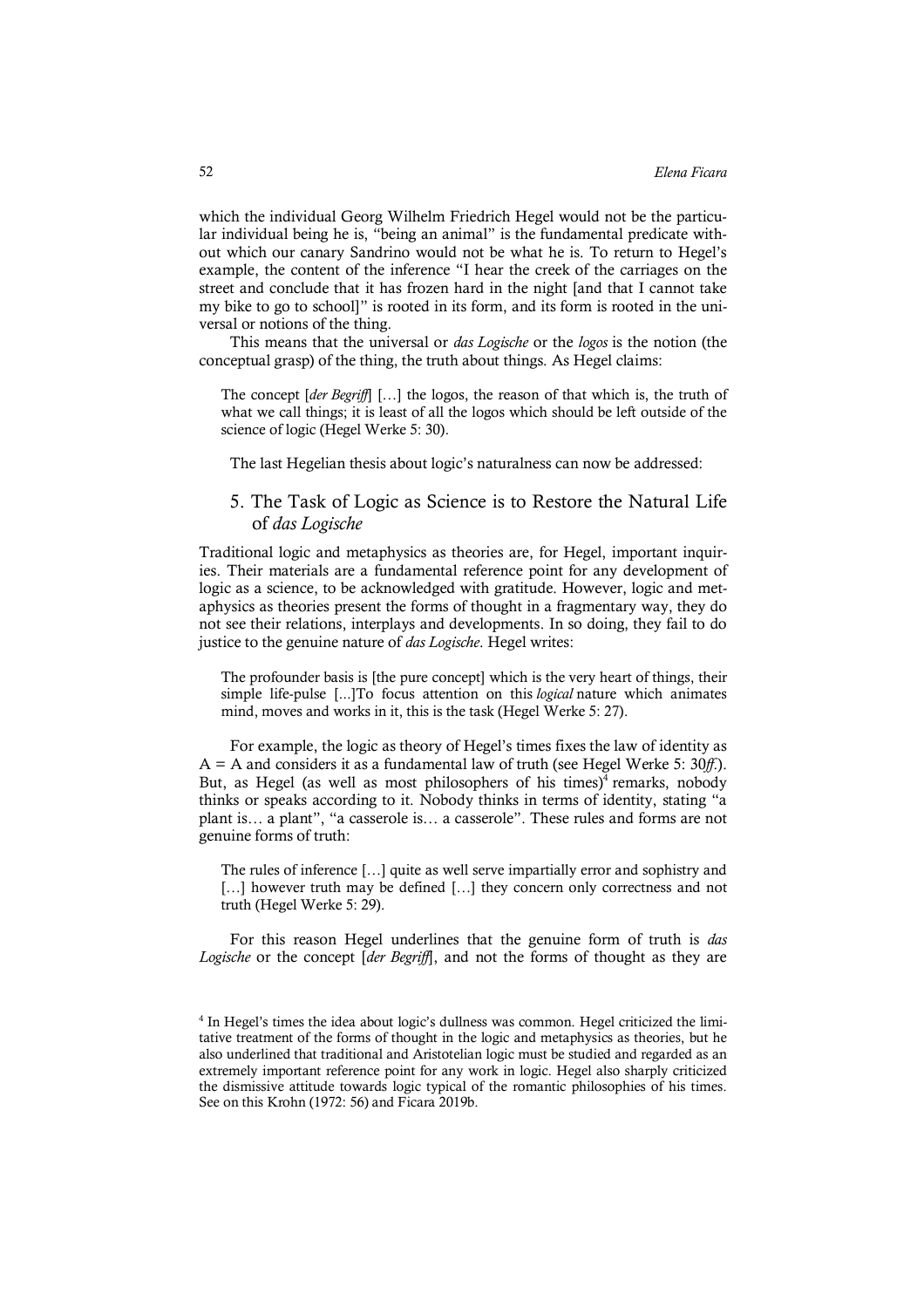which the individual Georg Wilhelm Friedrich Hegel would not be the particular individual being he is, "being an animal" is the fundamental predicate without which our canary Sandrino would not be what he is. To return to Hegel's example, the content of the inference "I hear the creek of the carriages on the street and conclude that it has frozen hard in the night [and that I cannot take my bike to go to school]" is rooted in its form, and its form is rooted in the universal or notions of the thing.

This means that the universal or *das Logische* or the *logos* is the notion (the conceptual grasp) of the thing, the truth about things. As Hegel claims:

> The concept [*der Begriff*] […] the logos, the reason of that which is, the truth of what we call things; it is least of all the logos which should be left outside of the science of logic (Hegel Werke 5: 30).

The last Hegelian thesis about logic's naturalness can now be addressed:

## 5. The Task of Logic as Science is to Restore the Natural Life of *das Logische*

Traditional logic and metaphysics as theories are, for Hegel, important inquiries. Their materials are a fundamental reference point for any development of logic as a science, to be acknowledged with gratitude. However, logic and metaphysics as theories present the forms of thought in a fragmentary way, they do not see their relations, interplays and developments. In so doing, they fail to do justice to the genuine nature of *das Logische*. Hegel writes:

> The profounder basis is [the pure concept] which is the very heart of things, their simple life-pulse [...]To focus attention on this *logical* nature which animates mind, moves and works in it, this is the task (Hegel Werke 5: 27).

For example, the logic as theory of Hegel's times fixes the law of identity as A = A and considers it as a fundamental law of truth (see Hegel Werke 5: 30*ff*.). But, as Hegel (as well as most philosophers of his times)[4] remarks, nobody thinks or speaks according to it. Nobody thinks in terms of identity, stating "a plant is… a plant", "a casserole is… a casserole". These rules and forms are not genuine forms of truth:

> The rules of inference […] quite as well serve impartially error and sophistry and […] however truth may be defined […] they concern only correctness and not truth (Hegel Werke 5: 29).

For this reason Hegel underlines that the genuine form of truth is *das Logische* or the concept [*der Begriff*], and not the forms of thought as they are

[4] In Hegel's times the idea about logic's dullness was common. Hegel criticized the limitative treatment of the forms of thought in the logic and metaphysics as theories, but he also underlined that traditional and Aristotelian logic must be studied and regarded as an extremely important reference point for any work in logic. Hegel also sharply criticized the dismissive attitude towards logic typical of the romantic philosophies of his times. See on this Krohn (1972: 56) and Ficara 2019b.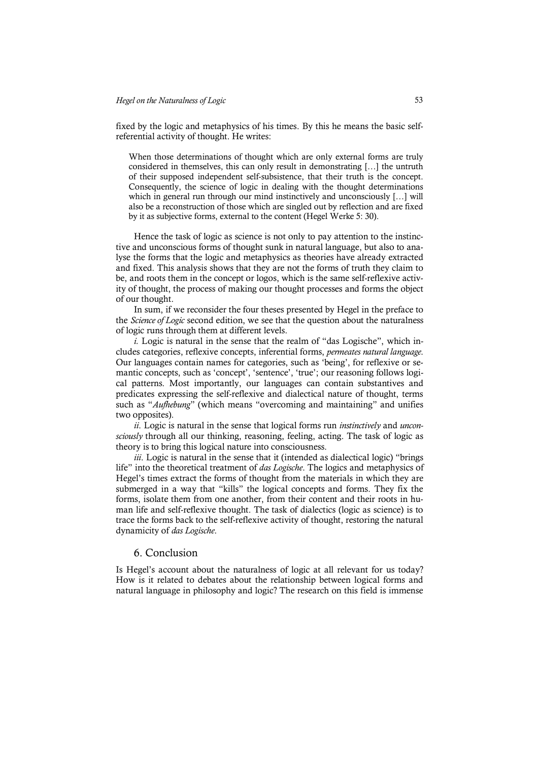fixed by the logic and metaphysics of his times. By this he means the basic self-referential activity of thought. He writes:

> When those determinations of thought which are only external forms are truly considered in themselves, this can only result in demonstrating […] the untruth of their supposed independent self-subsistence, that their truth is the concept. Consequently, the science of logic in dealing with the thought determinations which in general run through our mind instinctively and unconsciously […] will also be a reconstruction of those which are singled out by reflection and are fixed by it as subjective forms, external to the content (Hegel Werke 5: 30).

Hence the task of logic as science is not only to pay attention to the instinctive and unconscious forms of thought sunk in natural language, but also to analyse the forms that the logic and metaphysics as theories have already extracted and fixed. This analysis shows that they are not the forms of truth they claim to be, and roots them in the concept or logos, which is the same self-reflexive activity of thought, the process of making our thought processes and forms the object of our thought.

In sum, if we reconsider the four theses presented by Hegel in the preface to the *Science of Logic* second edition, we see that the question about the naturalness of logic runs through them at different levels.

*i.* Logic is natural in the sense that the realm of "das Logische", which includes categories, reflexive concepts, inferential forms, *permeates natural language*. Our languages contain names for categories, such as 'being', for reflexive or semantic concepts, such as 'concept', 'sentence', 'true'; our reasoning follows logical patterns. Most importantly, our languages can contain substantives and predicates expressing the self-reflexive and dialectical nature of thought, terms such as "*Aufhebung*" (which means "overcoming and maintaining" and unifies two opposites).

*ii.* Logic is natural in the sense that logical forms run *instinctively* and *unconsciously* through all our thinking, reasoning, feeling, acting. The task of logic as theory is to bring this logical nature into consciousness.

*iii.* Logic is natural in the sense that it (intended as dialectical logic) "brings life" into the theoretical treatment of *das Logische*. The logics and metaphysics of Hegel's times extract the forms of thought from the materials in which they are submerged in a way that "kills" the logical concepts and forms. They fix the forms, isolate them from one another, from their content and their roots in human life and self-reflexive thought. The task of dialectics (logic as science) is to trace the forms back to the self-reflexive activity of thought, restoring the natural dynamicity of *das Logische*.

## 6. Conclusion

Is Hegel's account about the naturalness of logic at all relevant for us today? How is it related to debates about the relationship between logical forms and natural language in philosophy and logic? The research on this field is immense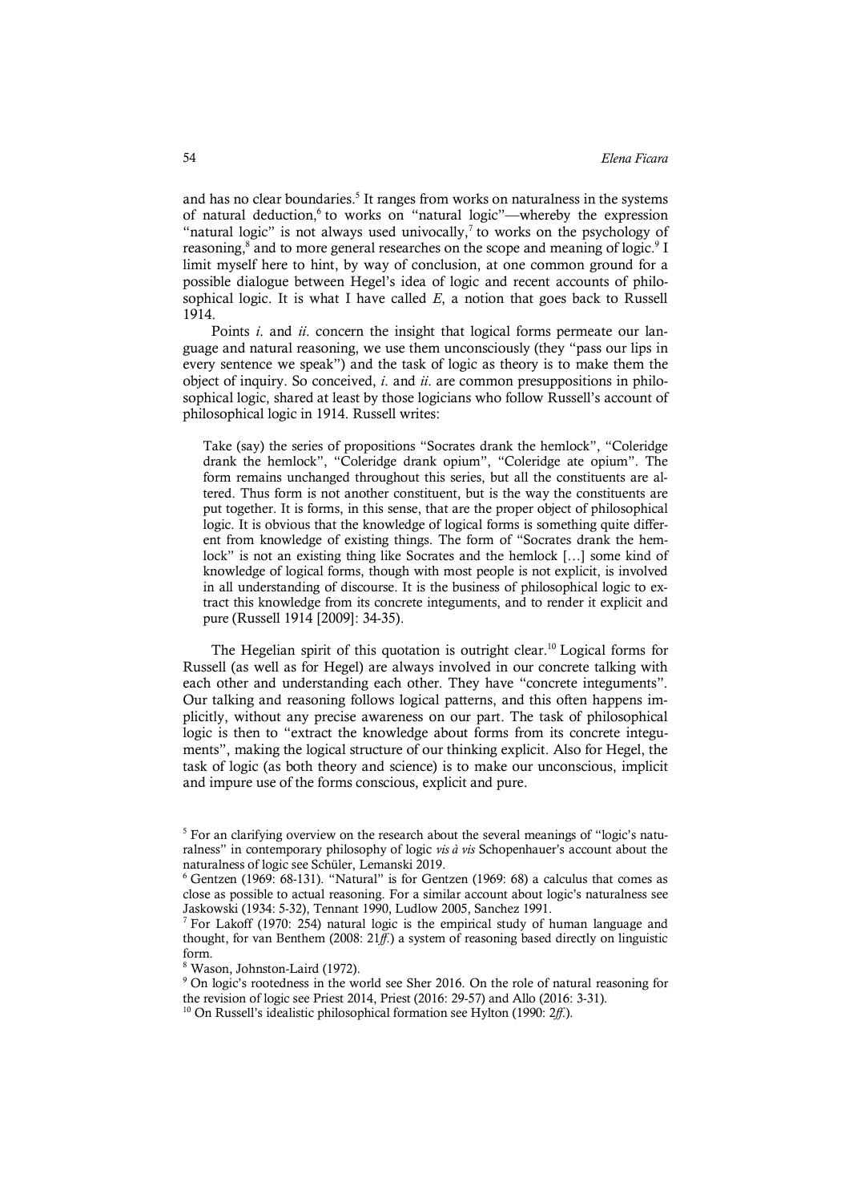and has no clear boundaries.[5] It ranges from works on naturalness in the systems of natural deduction,[6] to works on "natural logic"—whereby the expression "natural logic" is not always used univocally,[7] to works on the psychology of reasoning,[8] and to more general researches on the scope and meaning of logic.[9] I limit myself here to hint, by way of conclusion, at one common ground for a possible dialogue between Hegel's idea of logic and recent accounts of philosophical logic. It is what I have called *E*, a notion that goes back to Russell 1914.

Points *i.* and *ii*. concern the insight that logical forms permeate our language and natural reasoning, we use them unconsciously (they "pass our lips in every sentence we speak") and the task of logic as theory is to make them the object of inquiry. So conceived, *i.* and *ii*. are common presuppositions in philosophical logic, shared at least by those logicians who follow Russell's account of philosophical logic in 1914. Russell writes:

> Take (say) the series of propositions "Socrates drank the hemlock", "Coleridge drank the hemlock", "Coleridge drank opium", "Coleridge ate opium". The form remains unchanged throughout this series, but all the constituents are altered. Thus form is not another constituent, but is the way the constituents are put together. It is forms, in this sense, that are the proper object of philosophical logic. It is obvious that the knowledge of logical forms is something quite different from knowledge of existing things. The form of "Socrates drank the hemlock" is not an existing thing like Socrates and the hemlock […] some kind of knowledge of logical forms, though with most people is not explicit, is involved in all understanding of discourse. It is the business of philosophical logic to extract this knowledge from its concrete integuments, and to render it explicit and pure (Russell 1914 [2009]: 34-35).

The Hegelian spirit of this quotation is outright clear.[10] Logical forms for Russell (as well as for Hegel) are always involved in our concrete talking with each other and understanding each other. They have "concrete integuments". Our talking and reasoning follows logical patterns, and this often happens implicitly, without any precise awareness on our part. The task of philosophical logic is then to "extract the knowledge about forms from its concrete integuments", making the logical structure of our thinking explicit. Also for Hegel, the task of logic (as both theory and science) is to make our unconscious, implicit and impure use of the forms conscious, explicit and pure.

---

[5] For an clarifying overview on the research about the several meanings of "logic's naturalness" in contemporary philosophy of logic *vis à vis* Schopenhauer's account about the naturalness of logic see Schüler, Lemanski 2019.

[6] Gentzen (1969: 68-131). "Natural" is for Gentzen (1969: 68) a calculus that comes as close as possible to actual reasoning. For a similar account about logic's naturalness see Jaskowski (1934: 5-32), Tennant 1990, Ludlow 2005, Sanchez 1991.

[7] For Lakoff (1970: 254) natural logic is the empirical study of human language and thought, for van Benthem (2008: 21*ff*.) a system of reasoning based directly on linguistic form.

[8] Wason, Johnston-Laird (1972).

[9] On logic's rootedness in the world see Sher 2016. On the role of natural reasoning for the revision of logic see Priest 2014, Priest (2016: 29-57) and Allo (2016: 3-31).

[10] On Russell's idealistic philosophical formation see Hylton (1990: 2*ff*.).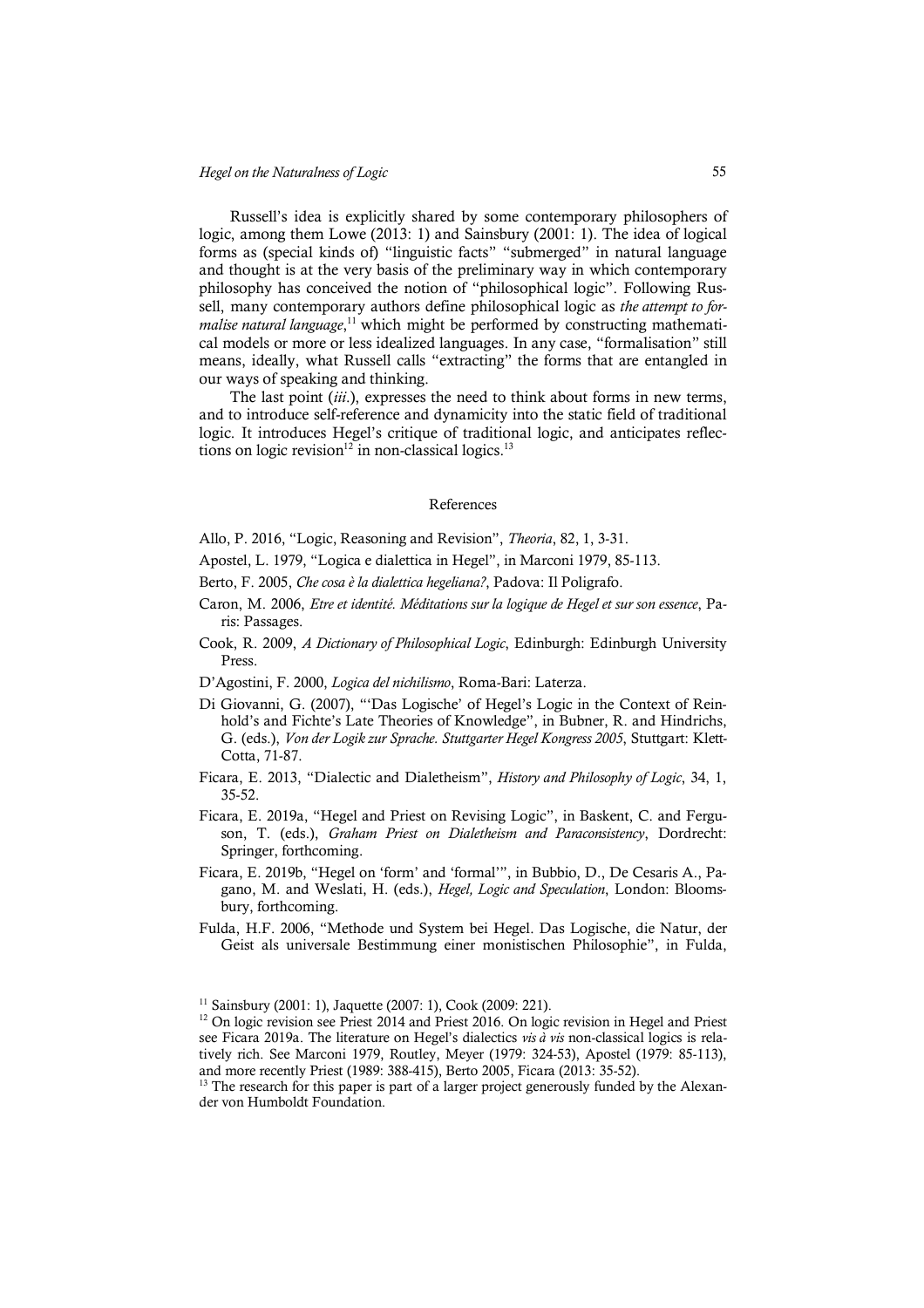Russell's idea is explicitly shared by some contemporary philosophers of logic, among them Lowe (2013: 1) and Sainsbury (2001: 1). The idea of logical forms as (special kinds of) "linguistic facts" "submerged" in natural language and thought is at the very basis of the preliminary way in which contemporary philosophy has conceived the notion of "philosophical logic". Following Russell, many contemporary authors define philosophical logic as *the attempt to formalise natural language*,[11] which might be performed by constructing mathematical models or more or less idealized languages. In any case, "formalisation" still means, ideally, what Russell calls "extracting" the forms that are entangled in our ways of speaking and thinking.

The last point (*iii.*), expresses the need to think about forms in new terms, and to introduce self-reference and dynamicity into the static field of traditional logic. It introduces Hegel's critique of traditional logic, and anticipates reflections on logic revision[12] in non-classical logics.[13]

## References

Allo, P. 2016, "Logic, Reasoning and Revision", *Theoria*, 82, 1, 3-31.

Apostel, L. 1979, "Logica e dialettica in Hegel", in Marconi 1979, 85-113.

Berto, F. 2005, *Che cosa è la dialettica hegeliana?*, Padova: Il Poligrafo.

Caron, M. 2006, *Etre et identité. Méditations sur la logique de Hegel et sur son essence*, Paris: Passages.

Cook, R. 2009, *A Dictionary of Philosophical Logic*, Edinburgh: Edinburgh University Press.

D'Agostini, F. 2000, *Logica del nichilismo*, Roma-Bari: Laterza.

Di Giovanni, G. (2007), "'Das Logische' of Hegel's Logic in the Context of Reinhold's and Fichte's Late Theories of Knowledge", in Bubner, R. and Hindrichs, G. (eds.), *Von der Logik zur Sprache. Stuttgarter Hegel Kongress 2005*, Stuttgart: Klett-Cotta, 71-87.

Ficara, E. 2013, "Dialectic and Dialetheism", *History and Philosophy of Logic*, 34, 1, 35-52.

Ficara, E. 2019a, "Hegel and Priest on Revising Logic", in Baskent, C. and Ferguson, T. (eds.), *Graham Priest on Dialetheism and Paraconsistency*, Dordrecht: Springer, forthcoming.

Ficara, E. 2019b, "Hegel on 'form' and 'formal'", in Bubbio, D., De Cesaris A., Pagano, M. and Weslati, H. (eds.), *Hegel, Logic and Speculation*, London: Bloomsbury, forthcoming.

Fulda, H.F. 2006, "Methode und System bei Hegel. Das Logische, die Natur, der Geist als universale Bestimmung einer monistischen Philosophie", in Fulda,

---

[11] Sainsbury (2001: 1), Jaquette (2007: 1), Cook (2009: 221).

[12] On logic revision see Priest 2014 and Priest 2016. On logic revision in Hegel and Priest see Ficara 2019a. The literature on Hegel's dialectics *vis à vis* non-classical logics is relatively rich. See Marconi 1979, Routley, Meyer (1979: 324-53), Apostel (1979: 85-113), and more recently Priest (1989: 388-415), Berto 2005, Ficara (2013: 35-52).

[13] The research for this paper is part of a larger project generously funded by the Alexander von Humboldt Foundation.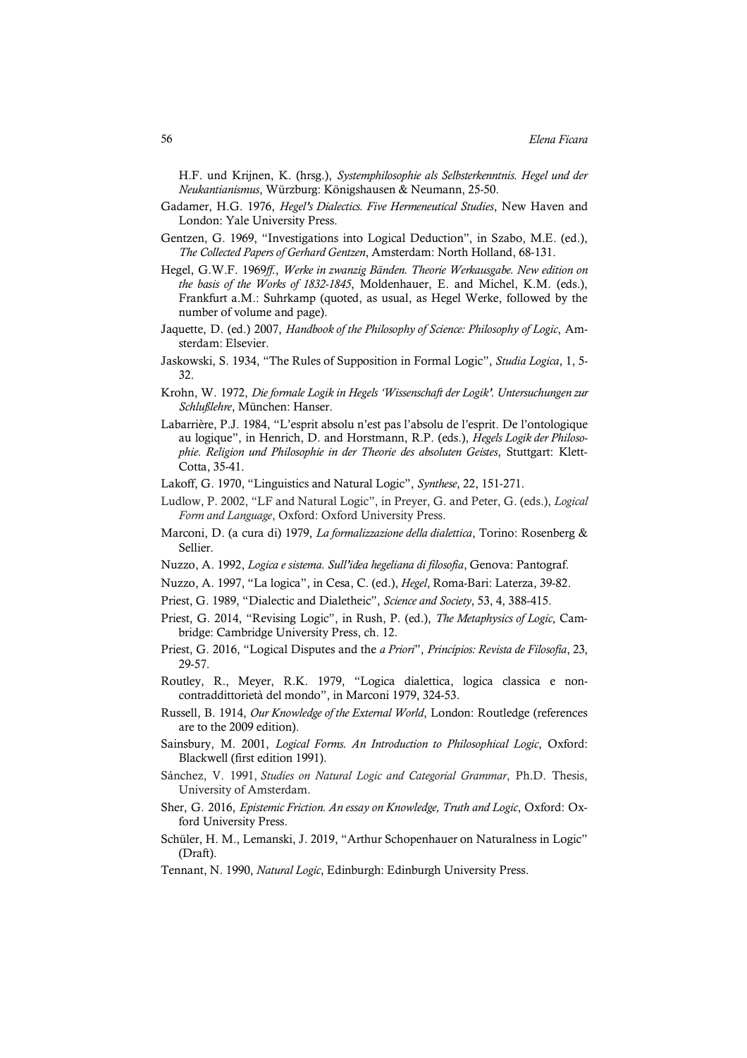H.F. und Krijnen, K. (hrsg.), *Systemphilosophie als Selbsterkenntnis. Hegel und der Neukantianismus*, Würzburg: Königshausen & Neumann, 25-50.

Gadamer, H.G. 1976, *Hegel's Dialectics. Five Hermeneutical Studies*, New Haven and London: Yale University Press.

Gentzen, G. 1969, "Investigations into Logical Deduction", in Szabo, M.E. (ed.), *The Collected Papers of Gerhard Gentzen*, Amsterdam: North Holland, 68-131.

Hegel, G.W.F. 1969*ff.*, *Werke in zwanzig Bänden. Theorie Werkausgabe. New edition on the basis of the Works of 1832-1845*, Moldenhauer, E. and Michel, K.M. (eds.), Frankfurt a.M.: Suhrkamp (quoted, as usual, as Hegel Werke, followed by the number of volume and page).

Jaquette, D. (ed.) 2007, *Handbook of the Philosophy of Science: Philosophy of Logic*, Amsterdam: Elsevier.

Jaskowski, S. 1934, "The Rules of Supposition in Formal Logic", *Studia Logica*, 1, 5-32.

Krohn, W. 1972, *Die formale Logik in Hegels 'Wissenschaft der Logik'. Untersuchungen zur Schlußlehre*, München: Hanser.

Labarrière, P.J. 1984, "L'esprit absolu n'est pas l'absolu de l'esprit. De l'ontologique au logique", in Henrich, D. and Horstmann, R.P. (eds.), *Hegels Logik der Philosophie. Religion und Philosophie in der Theorie des absoluten Geistes*, Stuttgart: Klett-Cotta, 35-41.

Lakoff, G. 1970, "Linguistics and Natural Logic", *Synthese*, 22, 151-271.

Ludlow, P. 2002, "LF and Natural Logic", in Preyer, G. and Peter, G. (eds.), *Logical Form and Language*, Oxford: Oxford University Press.

Marconi, D. (a cura di) 1979, *La formalizzazione della dialettica*, Torino: Rosenberg & Sellier.

Nuzzo, A. 1992, *Logica e sistema. Sull'idea hegeliana di filosofia*, Genova: Pantograf.

Nuzzo, A. 1997, "La logica", in Cesa, C. (ed.), *Hegel*, Roma-Bari: Laterza, 39-82.

Priest, G. 1989, "Dialectic and Dialetheic", *Science and Society*, 53, 4, 388-415.

Priest, G. 2014, "Revising Logic", in Rush, P. (ed.), *The Metaphysics of Logic*, Cambridge: Cambridge University Press, ch. 12.

Priest, G. 2016, "Logical Disputes and the *a Priori*", *Princípios: Revista de Filosofia*, 23, 29-57.

Routley, R., Meyer, R.K. 1979, "Logica dialettica, logica classica e non-contraddittorietà del mondo", in Marconi 1979, 324-53.

Russell, B. 1914, *Our Knowledge of the External World*, London: Routledge (references are to the 2009 edition).

Sainsbury, M. 2001, *Logical Forms. An Introduction to Philosophical Logic*, Oxford: Blackwell (first edition 1991).

Sánchez, V. 1991, *Studies on Natural Logic and Categorial Grammar*, Ph.D. Thesis, University of Amsterdam.

Sher, G. 2016, *Epistemic Friction. An essay on Knowledge, Truth and Logic*, Oxford: Oxford University Press.

Schüler, H. M., Lemanski, J. 2019, "Arthur Schopenhauer on Naturalness in Logic" (Draft).

Tennant, N. 1990, *Natural Logic*, Edinburgh: Edinburgh University Press.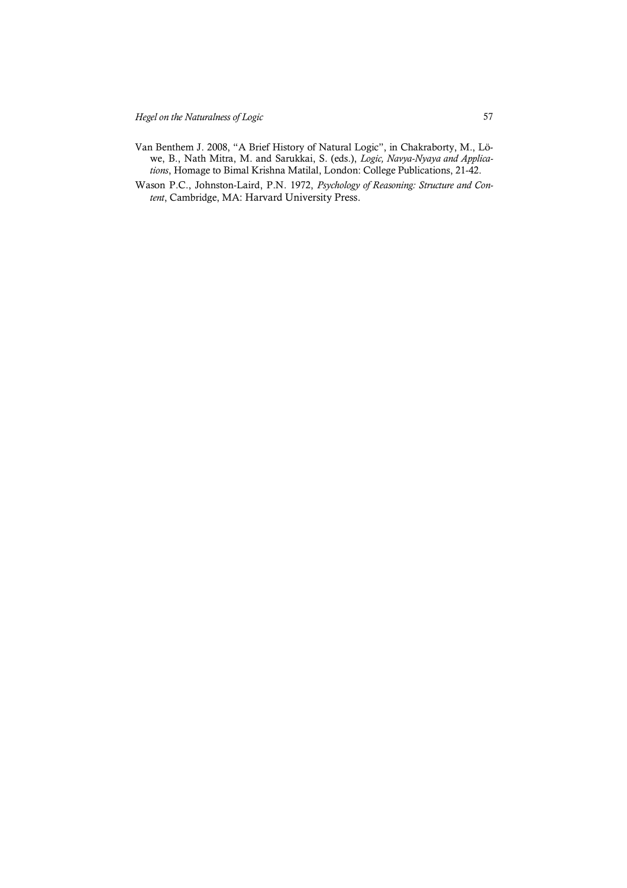Van Benthem J. 2008, "A Brief History of Natural Logic", in Chakraborty, M., Löwe, B., Nath Mitra, M. and Sarukkai, S. (eds.), *Logic, Navya-Nyaya and Applications*, Homage to Bimal Krishna Matilal, London: College Publications, 21-42.

Wason P.C., Johnston-Laird, P.N. 1972, *Psychology of Reasoning: Structure and Content*, Cambridge, MA: Harvard University Press.